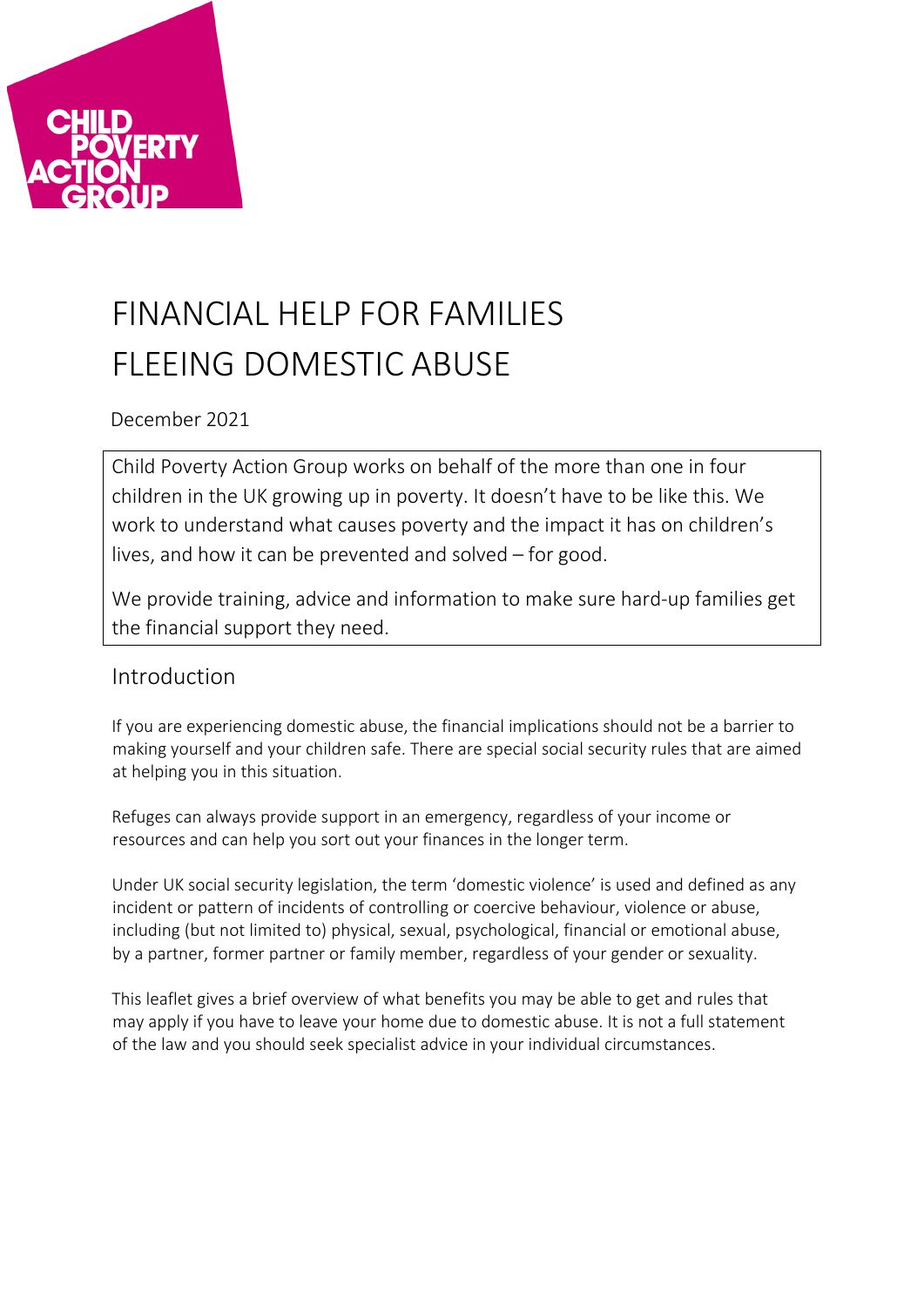# FINANCIAL HELP FOR FAMILIES FLEEING DOMESTIC ABUSE

December 2021

Child Poverty Action Group works on behalf of the more than one in four children in the UK growing up in poverty. It doesn't have to be like this. We work to understand what causes poverty and the impact it has on children's lives, and how it can be prevented and solved – for good.

We provide training, advice and information to make sure hard-up families get the financial support they need.

## Introduction

If you are experiencing domestic abuse, the financial implications should not be a barrier to making yourself and your children safe. There are special social security rules that are aimed at helping you in this situation.

Refuges can always provide support in an emergency, regardless of your income or resources and can help you sort out your finances in the longer term.

Under UK social security legislation, the term 'domestic violence' is used and defined as any incident or pattern of incidents of controlling or coercive behaviour, violence or abuse, including (but not limited to) physical, sexual, psychological, financial or emotional abuse, by a partner, former partner or family member, regardless of your gender or sexuality.

This leaflet gives a brief overview of what benefits you may be able to get and rules that may apply if you have to leave your home due to domestic abuse. It is not a full statement of the law and you should seek specialist advice in your individual circumstances.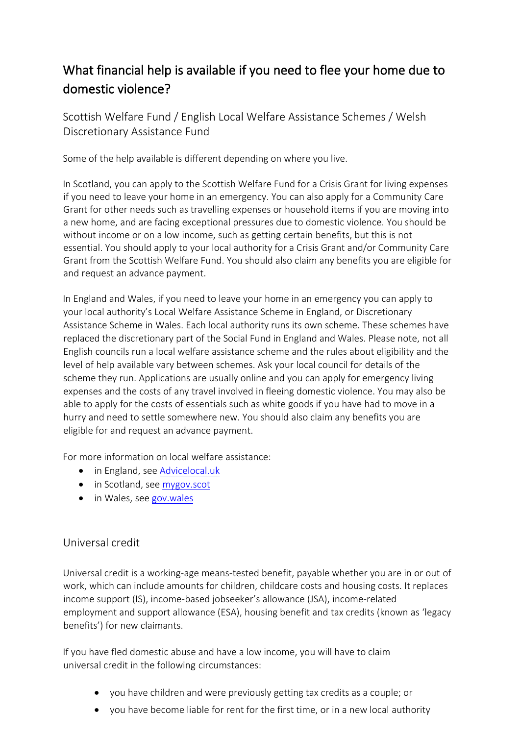# What financial help is available if you need to flee your home due to domestic violence?

## Scottish Welfare Fund / English Local Welfare Assistance Schemes / Welsh Discretionary Assistance Fund

Some of the help available is different depending on where you live.

In Scotland, you can apply to the Scottish Welfare Fund for a Crisis Grant for living expenses if you need to leave your home in an emergency. You can also apply for a Community Care Grant for other needs such as travelling expenses or household items if you are moving into a new home, and are facing exceptional pressures due to domestic violence. You should be without income or on a low income, such as getting certain benefits, but this is not essential. You should apply to your local authority for a Crisis Grant and/or Community Care Grant from the Scottish Welfare Fund. You should also claim any benefits you are eligible for and request an advance payment.

In England and Wales, if you need to leave your home in an emergency you can apply to your local authority's Local Welfare Assistance Scheme in England, or Discretionary Assistance Scheme in Wales. Each local authority runs its own scheme. These schemes have replaced the discretionary part of the Social Fund in England and Wales. Please note, not all English councils run a local welfare assistance scheme and the rules about eligibility and the level of help available vary between schemes. Ask your local council for details of the scheme they run. Applications are usually online and you can apply for emergency living expenses and the costs of any travel involved in fleeing domestic violence. You may also be able to apply for the costs of essentials such as white goods if you have had to move in a hurry and need to settle somewhere new. You should also claim any benefits you are eligible for and request an advance payment.

For more information on local welfare assistance:

- in England, see Advicelocal.uk
- in Scotland, see mygov.scot
- in Wales, see gov.wales

## Universal credit

Universal credit is a working-age means-tested benefit, payable whether you are in or out of work, which can include amounts for children, childcare costs and housing costs. It replaces income support (IS), income-based jobseeker's allowance (JSA), income-related employment and support allowance (ESA), housing benefit and tax credits (known as 'legacy benefits') for new claimants.

If you have fled domestic abuse and have a low income, you will have to claim universal credit in the following circumstances:

- you have children and were previously getting tax credits as a couple; or
- you have become liable for rent for the first time, or in a new local authority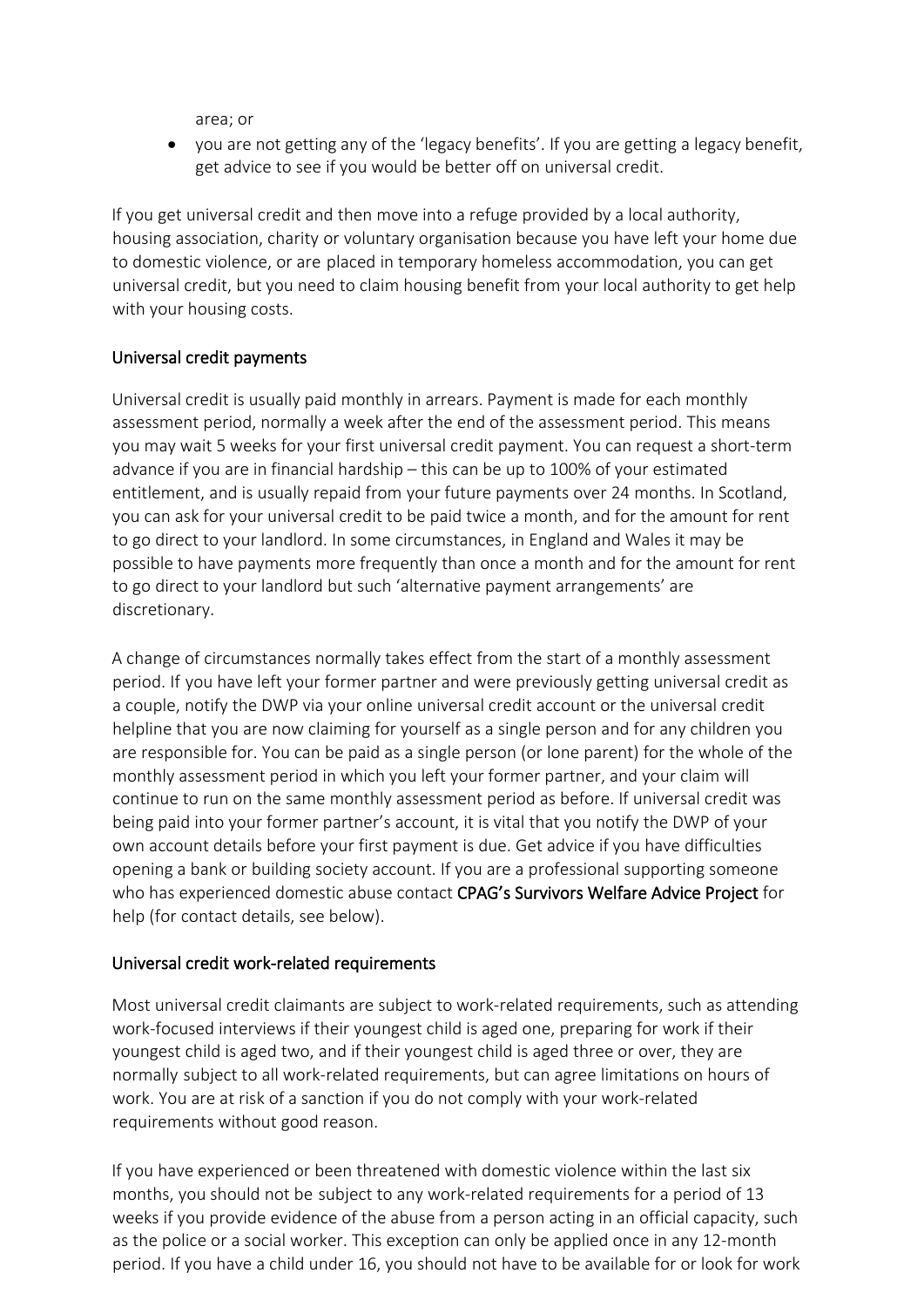area; or

- you are not getting any of the 'legacy benefits'. If you are getting a legacy benefit, get advice to see if you would be better off on universal credit.

If you get universal credit and then move into a refuge provided by a local authority, housing association, charity or voluntary organisation because you have left your home due to domestic violence, or are placed in temporary homeless accommodation, you can get universal credit, but you need to claim housing benefit from your local authority to get help with your housing costs.

### Universal credit payments

Universal credit is usually paid monthly in arrears. Payment is made for each monthly assessment period, normally a week after the end of the assessment period. This means you may wait 5 weeks for your first universal credit payment. You can request a short-term advance if you are in financial hardship – this can be up to 100% of your estimated entitlement, and is usually repaid from your future payments over 24 months. In Scotland, you can ask for your universal credit to be paid twice a month, and for the amount for rent to go direct to your landlord. In some circumstances, in England and Wales it may be possible to have payments more frequently than once a month and for the amount for rent to go direct to your landlord but such 'alternative payment arrangements' are discretionary.

A change of circumstances normally takes effect from the start of a monthly assessment period. If you have left your former partner and were previously getting universal credit as a couple, notify the DWP via your online universal credit account or the universal credit helpline that you are now claiming for yourself as a single person and for any children you are responsible for. You can be paid as a single person (or lone parent) for the whole of the monthly assessment period in which you left your former partner, and your claim will continue to run on the same monthly assessment period as before. If universal credit was being paid into your former partner's account, it is vital that you notify the DWP of your own account details before your first payment is due. Get advice if you have difficulties opening a bank or building society account. If you are a professional supporting someone who has experienced domestic abuse contact **CPAG's Survivors Welfare Advice Project** for help (for contact details, see below).

### Universal credit work-related requirements

Most universal credit claimants are subject to work-related requirements, such as attending work-focused interviews if their youngest child is aged one, preparing for work if their youngest child is aged two, and if their youngest child is aged three or over, they are normally subject to all work-related requirements, but can agree limitations on hours of work. You are at risk of a sanction if you do not comply with your work-related requirements without good reason.

If you have experienced or been threatened with domestic violence within the last six months, you should not be subject to any work-related requirements for a period of 13 weeks if you provide evidence of the abuse from a person acting in an official capacity, such as the police or a social worker. This exception can only be applied once in any 12-month period. If you have a child under 16, you should not have to be available for or look for work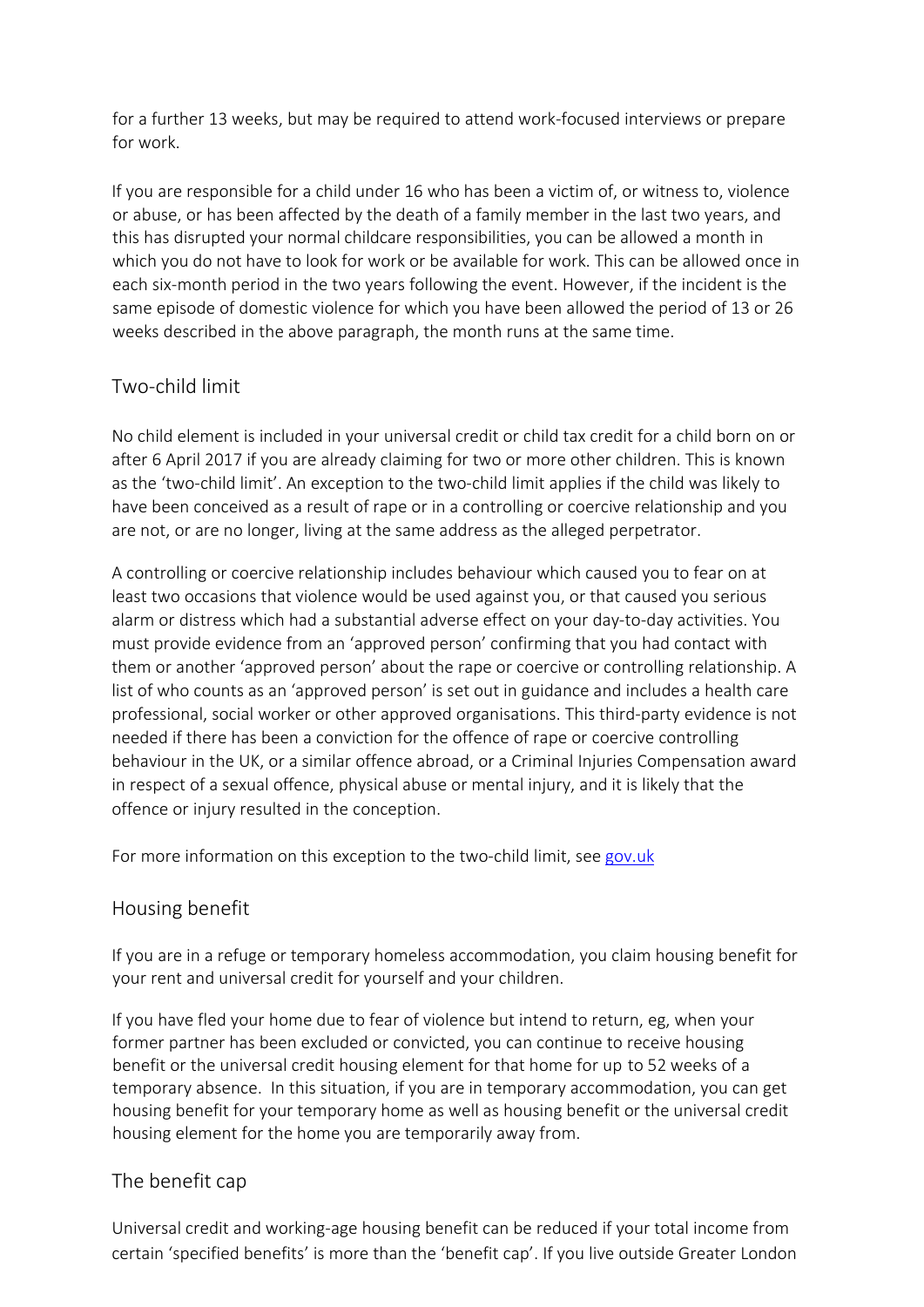for a further 13 weeks, but may be required to attend work-focused interviews or prepare for work.

If you are responsible for a child under 16 who has been a victim of, or witness to, violence or abuse, or has been affected by the death of a family member in the last two years, and this has disrupted your normal childcare responsibilities, you can be allowed a month in which you do not have to look for work or be available for work. This can be allowed once in each six-month period in the two years following the event. However, if the incident is the same episode of domestic violence for which you have been allowed the period of 13 or 26 weeks described in the above paragraph, the month runs at the same time.

## Two-child limit

No child element is included in your universal credit or child tax credit for a child born on or after 6 April 2017 if you are already claiming for two or more other children. This is known as the 'two-child limit'. An exception to the two-child limit applies if the child was likely to have been conceived as a result of rape or in a controlling or coercive relationship and you are not, or are no longer, living at the same address as the alleged perpetrator.

A controlling or coercive relationship includes behaviour which caused you to fear on at least two occasions that violence would be used against you, or that caused you serious alarm or distress which had a substantial adverse effect on your day-to-day activities. You must provide evidence from an 'approved person' confirming that you had contact with them or another 'approved person' about the rape or coercive or controlling relationship. A list of who counts as an 'approved person' is set out in guidance and includes a health care professional, social worker or other approved organisations. This third-party evidence is not needed if there has been a conviction for the offence of rape or coercive controlling behaviour in the UK, or a similar offence abroad, or a Criminal Injuries Compensation award in respect of a sexual offence, physical abuse or mental injury, and it is likely that the offence or injury resulted in the conception.

For more information on this exception to the two-child limit, see gov.uk

## Housing benefit

If you are in a refuge or temporary homeless accommodation, you claim housing benefit for your rent and universal credit for yourself and your children.

If you have fled your home due to fear of violence but intend to return, eg, when your former partner has been excluded or convicted, you can continue to receive housing benefit or the universal credit housing element for that home for up to 52 weeks of a temporary absence. In this situation, if you are in temporary accommodation, you can get housing benefit for your temporary home as well as housing benefit or the universal credit housing element for the home you are temporarily away from.

## The benefit cap

Universal credit and working-age housing benefit can be reduced if your total income from certain 'specified benefits' is more than the 'benefit cap'. If you live outside Greater London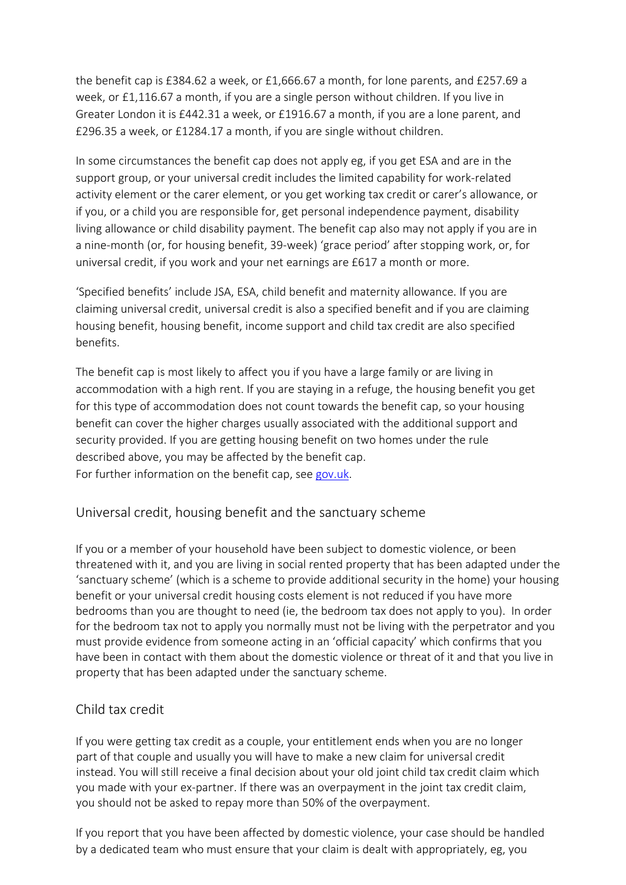the benefit cap is £384.62 a week, or £1,666.67 a month, for lone parents, and £257.69 a week, or £1,116.67 a month, if you are a single person without children. If you live in Greater London it is £442.31 a week, or £1916.67 a month, if you are a lone parent, and £296.35 a week, or £1284.17 a month, if you are single without children.

In some circumstances the benefit cap does not apply eg, if you get ESA and are in the support group, or your universal credit includes the limited capability for work-related activity element or the carer element, or you get working tax credit or carer's allowance, or if you, or a child you are responsible for, get personal independence payment, disability living allowance or child disability payment. The benefit cap also may not apply if you are in a nine-month (or, for housing benefit, 39-week) 'grace period' after stopping work, or, for universal credit, if you work and your net earnings are £617 a month or more.

'Specified benefits' include JSA, ESA, child benefit and maternity allowance. If you are claiming universal credit, universal credit is also a specified benefit and if you are claiming housing benefit, housing benefit, income support and child tax credit are also specified benefits.

The benefit cap is most likely to affect you if you have a large family or are living in accommodation with a high rent. If you are staying in a refuge, the housing benefit you get for this type of accommodation does not count towards the benefit cap, so your housing benefit can cover the higher charges usually associated with the additional support and security provided. If you are getting housing benefit on two homes under the rule described above, you may be affected by the benefit cap.
For further information on the benefit cap, see gov.uk.

## Universal credit, housing benefit and the sanctuary scheme

If you or a member of your household have been subject to domestic violence, or been threatened with it, and you are living in social rented property that has been adapted under the 'sanctuary scheme' (which is a scheme to provide additional security in the home) your housing benefit or your universal credit housing costs element is not reduced if you have more bedrooms than you are thought to need (ie, the bedroom tax does not apply to you). In order for the bedroom tax not to apply you normally must not be living with the perpetrator and you must provide evidence from someone acting in an 'official capacity' which confirms that you have been in contact with them about the domestic violence or threat of it and that you live in property that has been adapted under the sanctuary scheme.

## Child tax credit

If you were getting tax credit as a couple, your entitlement ends when you are no longer part of that couple and usually you will have to make a new claim for universal credit instead. You will still receive a final decision about your old joint child tax credit claim which you made with your ex-partner. If there was an overpayment in the joint tax credit claim, you should not be asked to repay more than 50% of the overpayment.

If you report that you have been affected by domestic violence, your case should be handled by a dedicated team who must ensure that your claim is dealt with appropriately, eg, you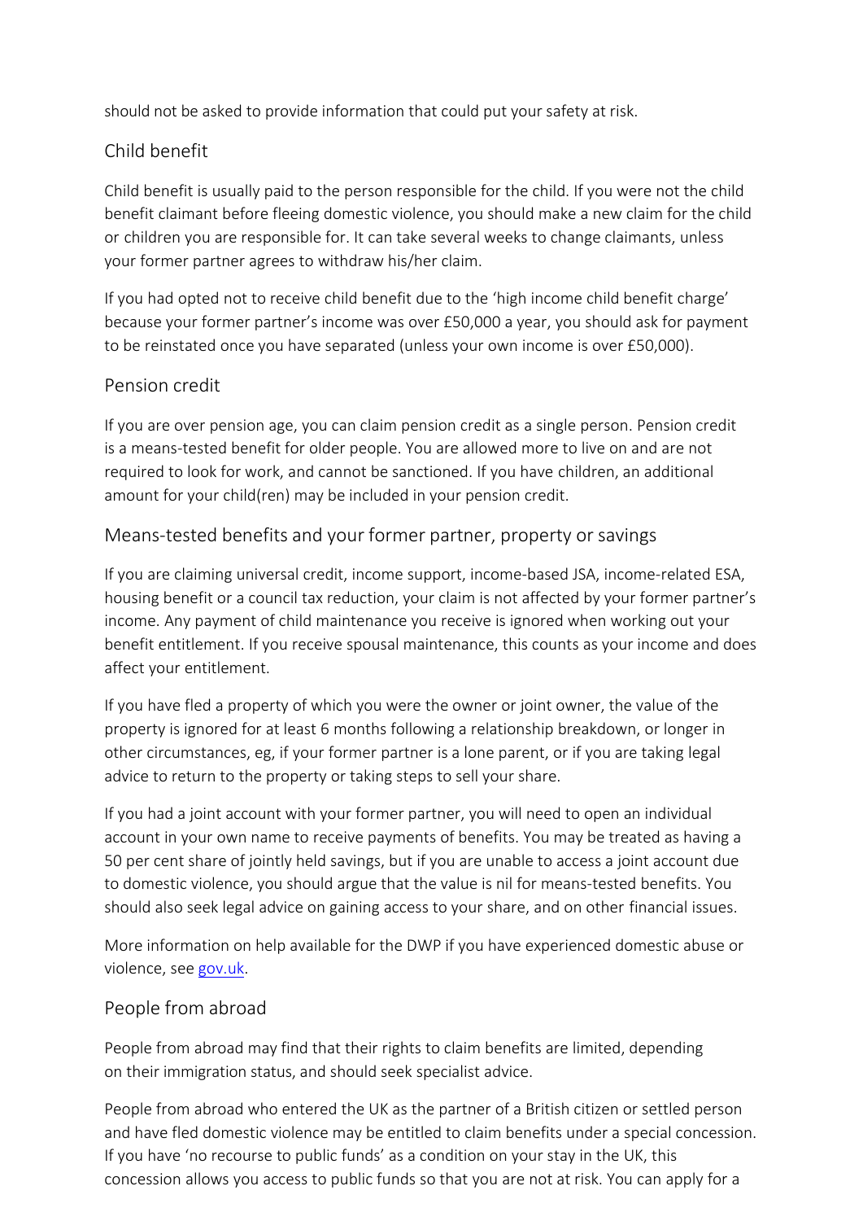should not be asked to provide information that could put your safety at risk.

## Child benefit

Child benefit is usually paid to the person responsible for the child. If you were not the child benefit claimant before fleeing domestic violence, you should make a new claim for the child or children you are responsible for. It can take several weeks to change claimants, unless your former partner agrees to withdraw his/her claim.

If you had opted not to receive child benefit due to the 'high income child benefit charge' because your former partner's income was over £50,000 a year, you should ask for payment to be reinstated once you have separated (unless your own income is over £50,000).

## Pension credit

If you are over pension age, you can claim pension credit as a single person. Pension credit is a means-tested benefit for older people. You are allowed more to live on and are not required to look for work, and cannot be sanctioned. If you have children, an additional amount for your child(ren) may be included in your pension credit.

## Means-tested benefits and your former partner, property or savings

If you are claiming universal credit, income support, income-based JSA, income-related ESA, housing benefit or a council tax reduction, your claim is not affected by your former partner's income. Any payment of child maintenance you receive is ignored when working out your benefit entitlement. If you receive spousal maintenance, this counts as your income and does affect your entitlement.

If you have fled a property of which you were the owner or joint owner, the value of the property is ignored for at least 6 months following a relationship breakdown, or longer in other circumstances, eg, if your former partner is a lone parent, or if you are taking legal advice to return to the property or taking steps to sell your share.

If you had a joint account with your former partner, you will need to open an individual account in your own name to receive payments of benefits. You may be treated as having a 50 per cent share of jointly held savings, but if you are unable to access a joint account due to domestic violence, you should argue that the value is nil for means-tested benefits. You should also seek legal advice on gaining access to your share, and on other financial issues.

More information on help available for the DWP if you have experienced domestic abuse or violence, see gov.uk.

## People from abroad

People from abroad may find that their rights to claim benefits are limited, depending on their immigration status, and should seek specialist advice.

People from abroad who entered the UK as the partner of a British citizen or settled person and have fled domestic violence may be entitled to claim benefits under a special concession. If you have 'no recourse to public funds' as a condition on your stay in the UK, this concession allows you access to public funds so that you are not at risk. You can apply for a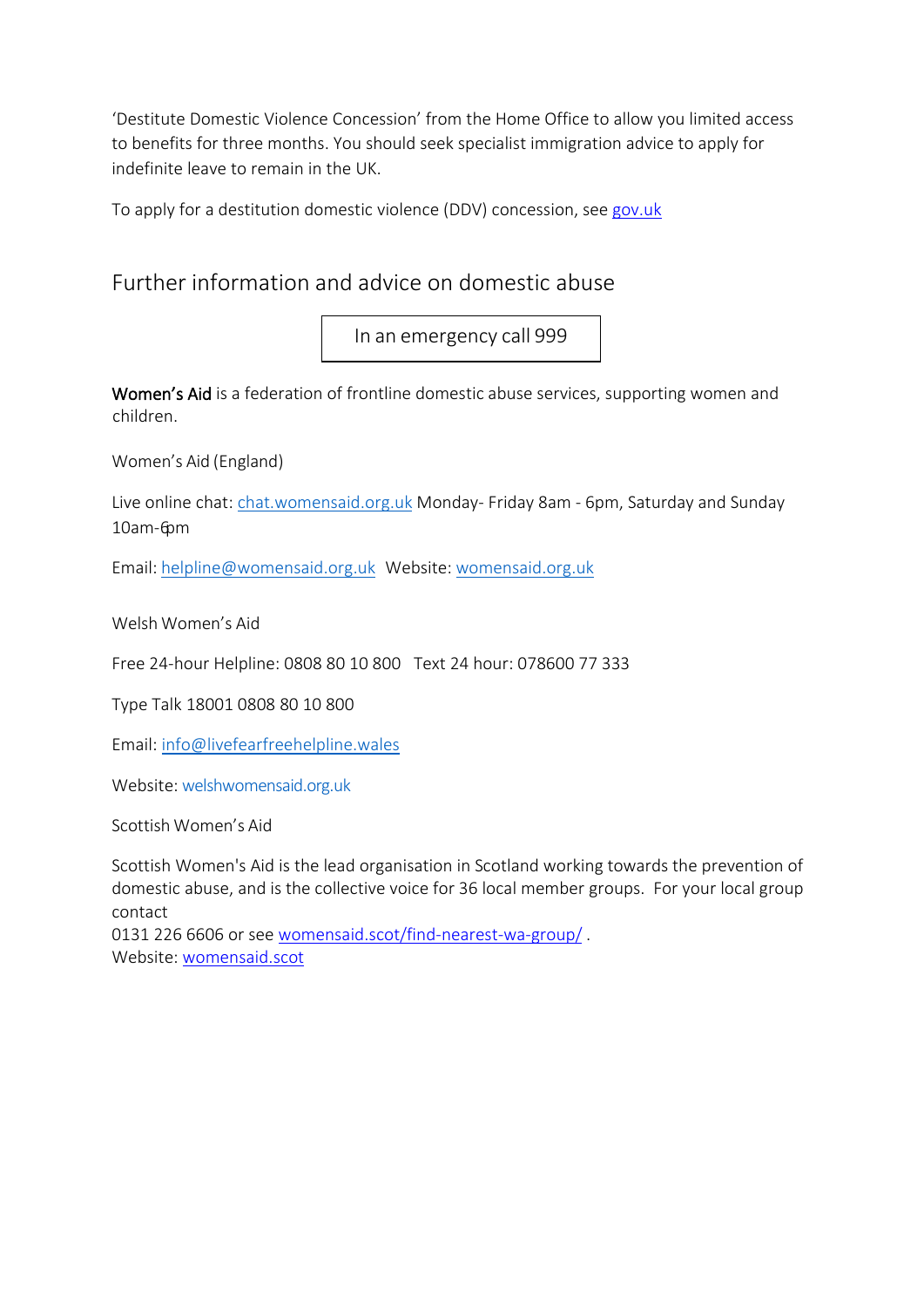'Destitute Domestic Violence Concession' from the Home Office to allow you limited access to benefits for three months. You should seek specialist immigration advice to apply for indefinite leave to remain in the UK.

To apply for a destitution domestic violence (DDV) concession, see [gov.uk](gov.uk)

## Further information and advice on domestic abuse

In an emergency call 999

**Women's Aid** is a federation of frontline domestic abuse services, supporting women and children.

Women's Aid (England)

Live online chat: [chat.womensaid.org.uk](chat.womensaid.org.uk) Monday- Friday 8am - 6pm, Saturday and Sunday 10am-6pm

Email: [helpline@womensaid.org.uk](mailto:helpline@womensaid.org.uk) Website: [womensaid.org.uk](womensaid.org.uk)

Welsh Women's Aid

Free 24-hour Helpline: 0808 80 10 800 Text 24 hour: 078600 77 333

Type Talk 18001 0808 80 10 800

Email: [info@livefearfreehelpline.wales](mailto:info@livefearfreehelpline.wales)

Website: welshwomensaid.org.uk

Scottish Women's Aid

Scottish Women's Aid is the lead organisation in Scotland working towards the prevention of domestic abuse, and is the collective voice for 36 local member groups. For your local group contact
0131 226 6606 or see [womensaid.scot/find-nearest-wa-group/](womensaid.scot/find-nearest-wa-group/) .
Website: [womensaid.scot](womensaid.scot)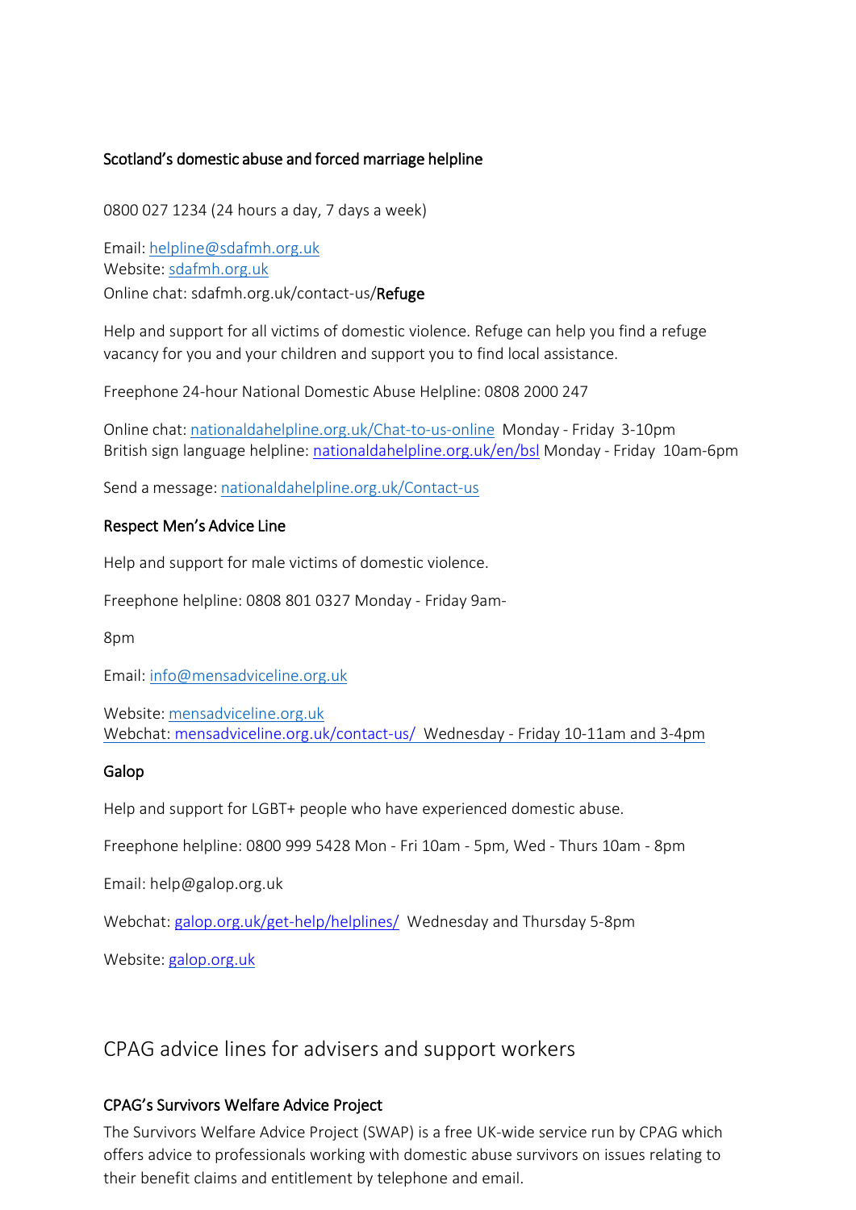### Scotland's domestic abuse and forced marriage helpline

0800 027 1234 (24 hours a day, 7 days a week)

Email: helpline@sdafmh.org.uk
Website: sdafmh.org.uk
Online chat: sdafmh.org.uk/contact-us/

### Refuge

Help and support for all victims of domestic violence. Refuge can help you find a refuge vacancy for you and your children and support you to find local assistance.

Freephone 24-hour National Domestic Abuse Helpline: 0808 2000 247

Online chat: nationaldahelpline.org.uk/Chat-to-us-online Monday - Friday 3-10pm
British sign language helpline: nationaldahelpline.org.uk/en/bsl Monday - Friday 10am-6pm

Send a message: nationaldahelpline.org.uk/Contact-us

### Respect Men's Advice Line

Help and support for male victims of domestic violence.

Freephone helpline: 0808 801 0327 Monday - Friday 9am-8pm

Email: info@mensadviceline.org.uk

Website: mensadviceline.org.uk
Webchat: mensadviceline.org.uk/contact-us/ Wednesday - Friday 10-11am and 3-4pm

### Galop

Help and support for LGBT+ people who have experienced domestic abuse.

Freephone helpline: 0800 999 5428 Mon - Fri 10am - 5pm, Wed - Thurs 10am - 8pm

Email: help@galop.org.uk

Webchat: galop.org.uk/get-help/helplines/ Wednesday and Thursday 5-8pm

Website: galop.org.uk

## CPAG advice lines for advisers and support workers

### CPAG's Survivors Welfare Advice Project

The Survivors Welfare Advice Project (SWAP) is a free UK-wide service run by CPAG which offers advice to professionals working with domestic abuse survivors on issues relating to their benefit claims and entitlement by telephone and email.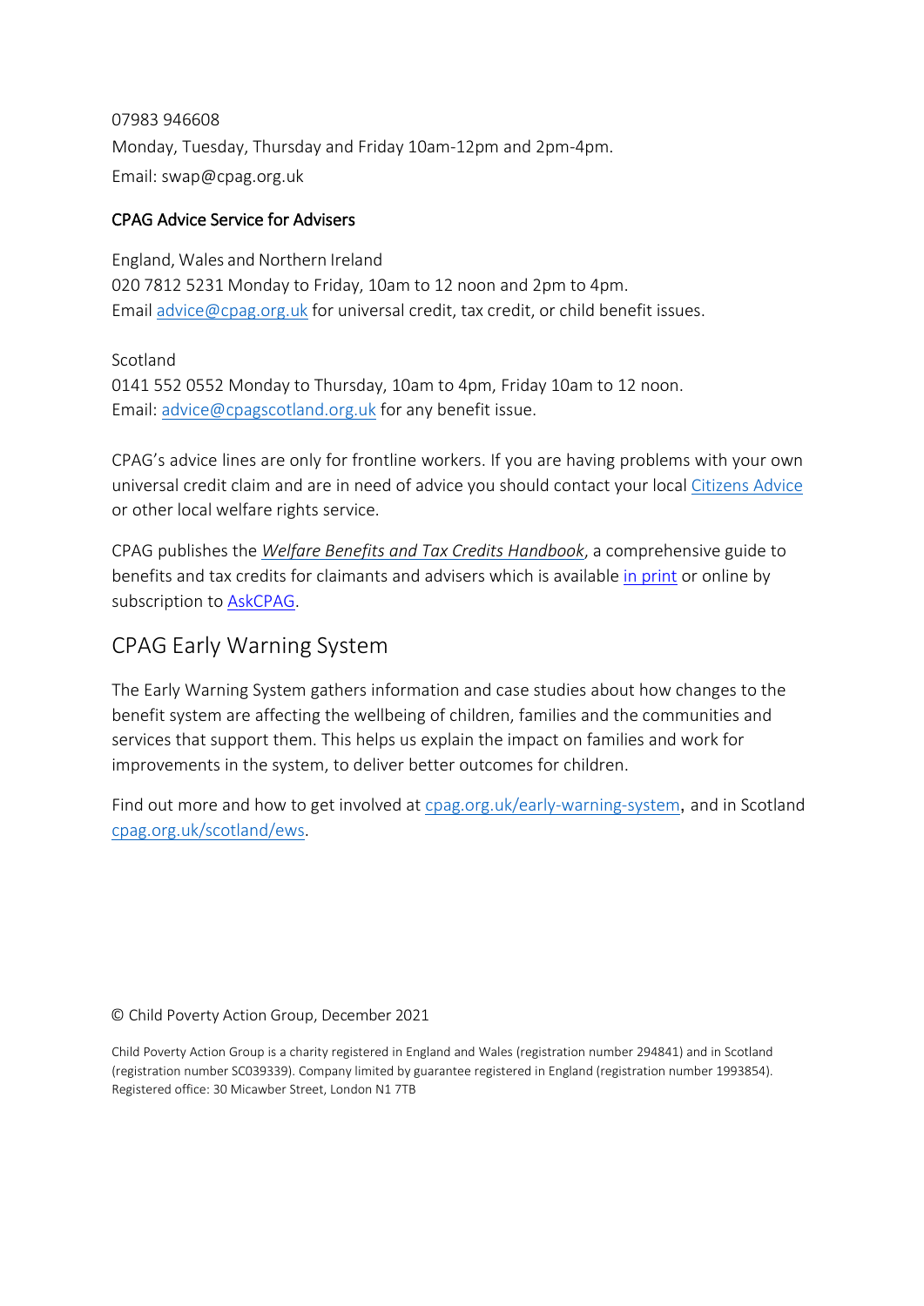07983 946608

Monday, Tuesday, Thursday and Friday 10am-12pm and 2pm-4pm.

Email: swap@cpag.org.uk

### CPAG Advice Service for Advisers

England, Wales and Northern Ireland
020 7812 5231 Monday to Friday, 10am to 12 noon and 2pm to 4pm.
Email advice@cpag.org.uk for universal credit, tax credit, or child benefit issues.

Scotland
0141 552 0552 Monday to Thursday, 10am to 4pm, Friday 10am to 12 noon.
Email: advice@cpagscotland.org.uk for any benefit issue.

CPAG's advice lines are only for frontline workers. If you are having problems with your own universal credit claim and are in need of advice you should contact your local Citizens Advice or other local welfare rights service.

CPAG publishes the *Welfare Benefits and Tax Credits Handbook*, a comprehensive guide to benefits and tax credits for claimants and advisers which is available in print or online by subscription to AskCPAG.

## CPAG Early Warning System

The Early Warning System gathers information and case studies about how changes to the benefit system are affecting the wellbeing of children, families and the communities and services that support them. This helps us explain the impact on families and work for improvements in the system, to deliver better outcomes for children.

Find out more and how to get involved at cpag.org.uk/early-warning-system, and in Scotland cpag.org.uk/scotland/ews.

© Child Poverty Action Group, December 2021

Child Poverty Action Group is a charity registered in England and Wales (registration number 294841) and in Scotland (registration number SC039339). Company limited by guarantee registered in England (registration number 1993854). Registered office: 30 Micawber Street, London N1 7TB